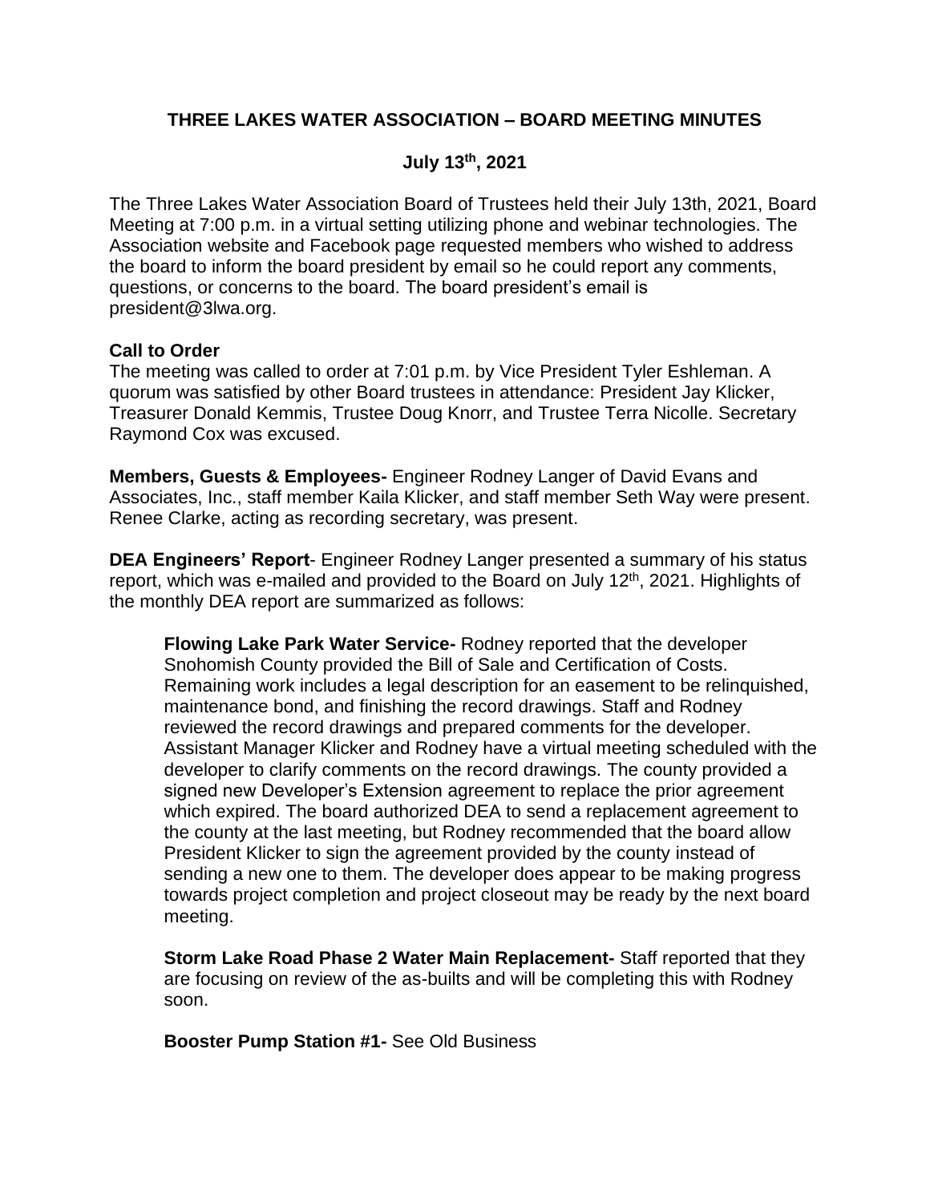# THREE LAKES WATER ASSOCIATION – BOARD MEETING MINUTES

## July 13th, 2021

The Three Lakes Water Association Board of Trustees held their July 13th, 2021, Board Meeting at 7:00 p.m. in a virtual setting utilizing phone and webinar technologies. The Association website and Facebook page requested members who wished to address the board to inform the board president by email so he could report any comments, questions, or concerns to the board. The board president's email is president@3lwa.org.

**Call to Order**
The meeting was called to order at 7:01 p.m. by Vice President Tyler Eshleman. A quorum was satisfied by other Board trustees in attendance: President Jay Klicker, Treasurer Donald Kemmis, Trustee Doug Knorr, and Trustee Terra Nicolle. Secretary Raymond Cox was excused.

**Members, Guests & Employees-** Engineer Rodney Langer of David Evans and Associates, Inc., staff member Kaila Klicker, and staff member Seth Way were present. Renee Clarke, acting as recording secretary, was present.

**DEA Engineers' Report**- Engineer Rodney Langer presented a summary of his status report, which was e-mailed and provided to the Board on July 12th, 2021. Highlights of the monthly DEA report are summarized as follows:

> **Flowing Lake Park Water Service-** Rodney reported that the developer Snohomish County provided the Bill of Sale and Certification of Costs. Remaining work includes a legal description for an easement to be relinquished, maintenance bond, and finishing the record drawings. Staff and Rodney reviewed the record drawings and prepared comments for the developer. Assistant Manager Klicker and Rodney have a virtual meeting scheduled with the developer to clarify comments on the record drawings. The county provided a signed new Developer's Extension agreement to replace the prior agreement which expired. The board authorized DEA to send a replacement agreement to the county at the last meeting, but Rodney recommended that the board allow President Klicker to sign the agreement provided by the county instead of sending a new one to them. The developer does appear to be making progress towards project completion and project closeout may be ready by the next board meeting.
>
> **Storm Lake Road Phase 2 Water Main Replacement-** Staff reported that they are focusing on review of the as-builts and will be completing this with Rodney soon.
>
> **Booster Pump Station #1-** See Old Business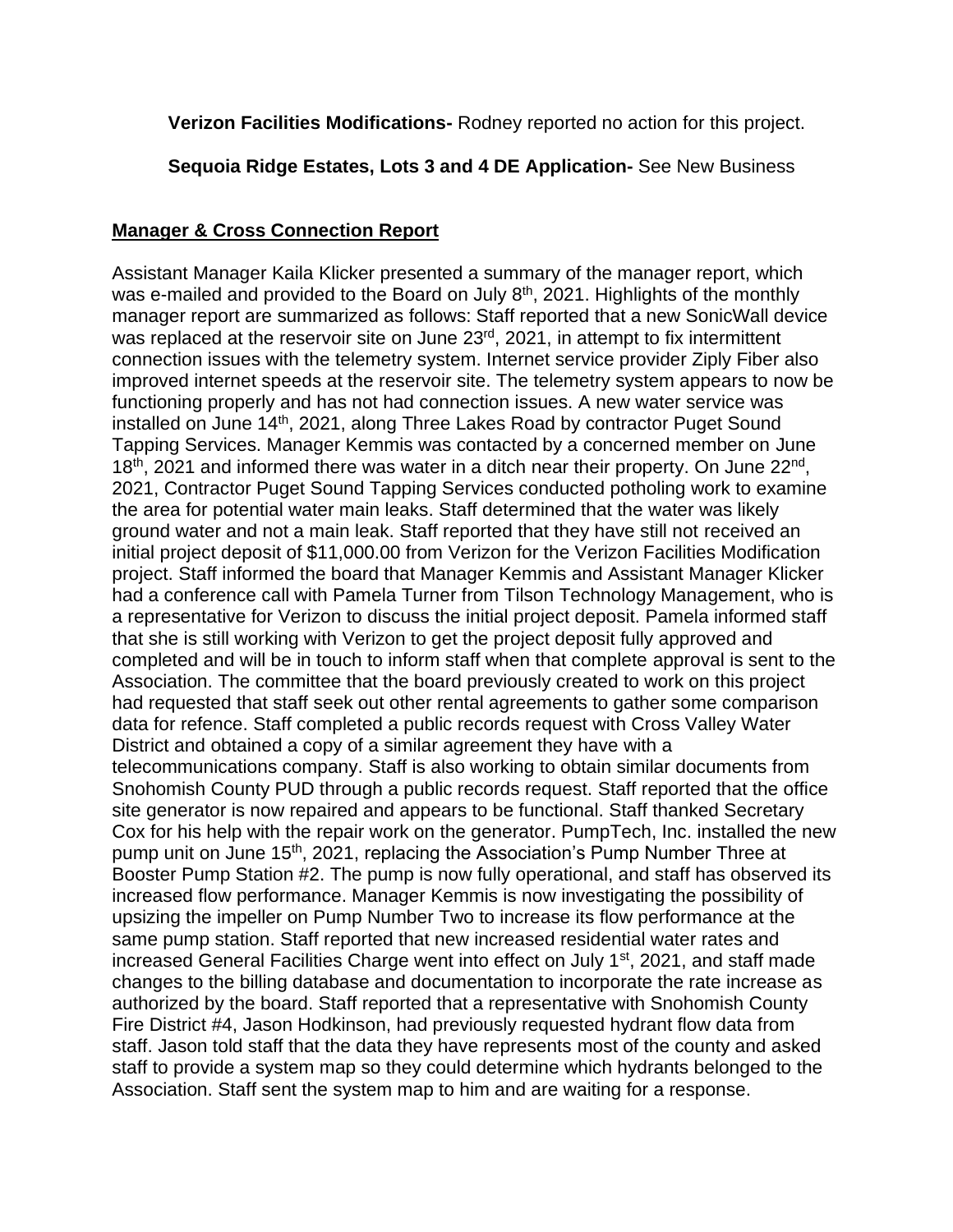**Verizon Facilities Modifications-** Rodney reported no action for this project.

**Sequoia Ridge Estates, Lots 3 and 4 DE Application-** See New Business

## Manager & Cross Connection Report

Assistant Manager Kaila Klicker presented a summary of the manager report, which was e-mailed and provided to the Board on July 8th, 2021. Highlights of the monthly manager report are summarized as follows: Staff reported that a new SonicWall device was replaced at the reservoir site on June 23rd, 2021, in attempt to fix intermittent connection issues with the telemetry system. Internet service provider Ziply Fiber also improved internet speeds at the reservoir site. The telemetry system appears to now be functioning properly and has not had connection issues. A new water service was installed on June 14th, 2021, along Three Lakes Road by contractor Puget Sound Tapping Services. Manager Kemmis was contacted by a concerned member on June 18th, 2021 and informed there was water in a ditch near their property. On June 22nd, 2021, Contractor Puget Sound Tapping Services conducted potholing work to examine the area for potential water main leaks. Staff determined that the water was likely ground water and not a main leak. Staff reported that they have still not received an initial project deposit of $11,000.00 from Verizon for the Verizon Facilities Modification project. Staff informed the board that Manager Kemmis and Assistant Manager Klicker had a conference call with Pamela Turner from Tilson Technology Management, who is a representative for Verizon to discuss the initial project deposit. Pamela informed staff that she is still working with Verizon to get the project deposit fully approved and completed and will be in touch to inform staff when that complete approval is sent to the Association. The committee that the board previously created to work on this project had requested that staff seek out other rental agreements to gather some comparison data for refence. Staff completed a public records request with Cross Valley Water District and obtained a copy of a similar agreement they have with a telecommunications company. Staff is also working to obtain similar documents from Snohomish County PUD through a public records request. Staff reported that the office site generator is now repaired and appears to be functional. Staff thanked Secretary Cox for his help with the repair work on the generator. PumpTech, Inc. installed the new pump unit on June 15th, 2021, replacing the Association's Pump Number Three at Booster Pump Station #2. The pump is now fully operational, and staff has observed its increased flow performance. Manager Kemmis is now investigating the possibility of upsizing the impeller on Pump Number Two to increase its flow performance at the same pump station. Staff reported that new increased residential water rates and increased General Facilities Charge went into effect on July 1st, 2021, and staff made changes to the billing database and documentation to incorporate the rate increase as authorized by the board. Staff reported that a representative with Snohomish County Fire District #4, Jason Hodkinson, had previously requested hydrant flow data from staff. Jason told staff that the data they have represents most of the county and asked staff to provide a system map so they could determine which hydrants belonged to the Association. Staff sent the system map to him and are waiting for a response.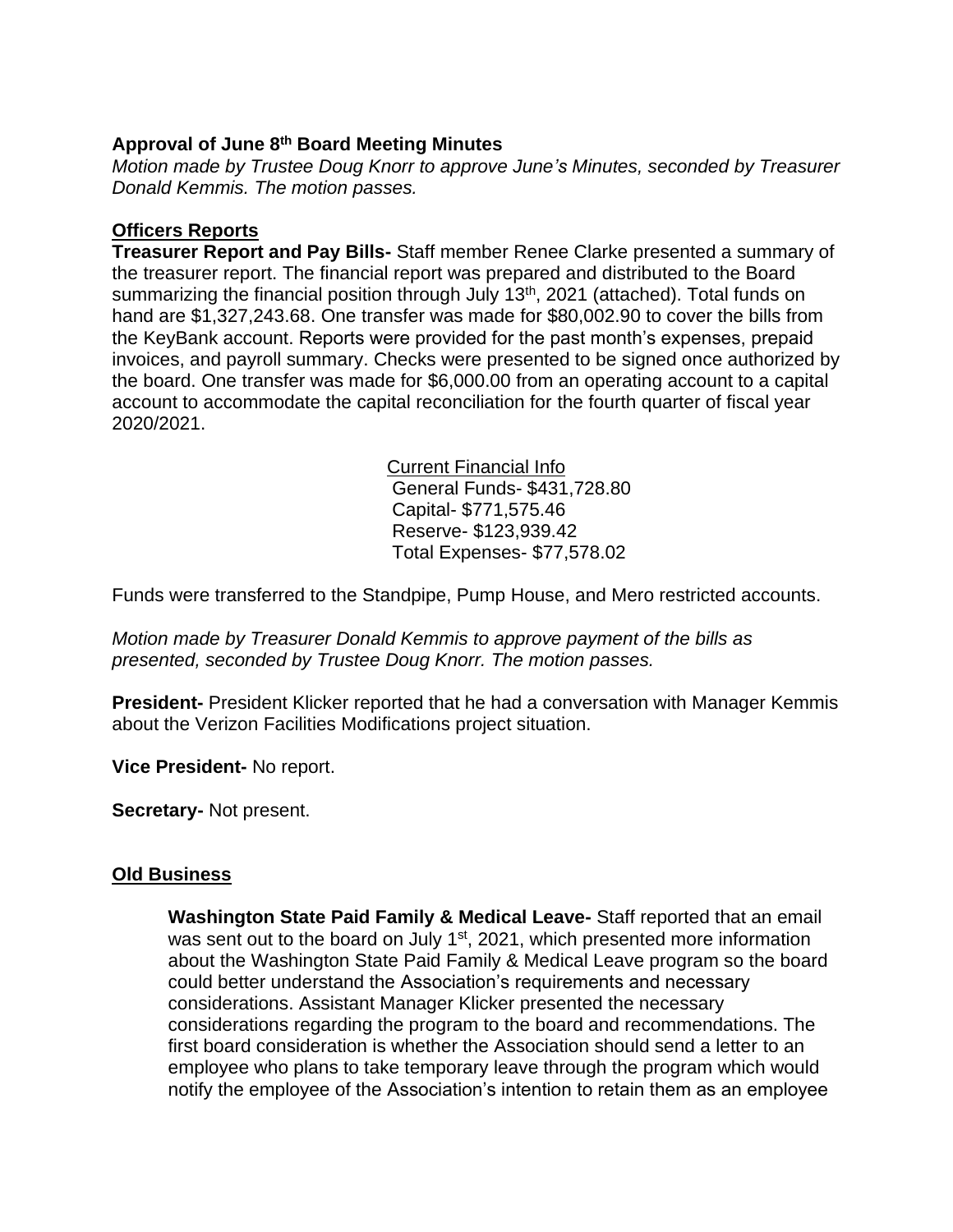**Approval of June 8th Board Meeting Minutes**

*Motion made by Trustee Doug Knorr to approve June's Minutes, seconded by Treasurer Donald Kemmis. The motion passes.*

**Officers Reports**

**Treasurer Report and Pay Bills-** Staff member Renee Clarke presented a summary of the treasurer report. The financial report was prepared and distributed to the Board summarizing the financial position through July 13th, 2021 (attached). Total funds on hand are $1,327,243.68. One transfer was made for $80,002.90 to cover the bills from the KeyBank account. Reports were provided for the past month's expenses, prepaid invoices, and payroll summary. Checks were presented to be signed once authorized by the board. One transfer was made for $6,000.00 from an operating account to a capital account to accommodate the capital reconciliation for the fourth quarter of fiscal year 2020/2021.

Current Financial Info
General Funds- $431,728.80
Capital- $771,575.46
Reserve- $123,939.42
Total Expenses- $77,578.02

Funds were transferred to the Standpipe, Pump House, and Mero restricted accounts.

*Motion made by Treasurer Donald Kemmis to approve payment of the bills as presented, seconded by Trustee Doug Knorr. The motion passes.*

**President-** President Klicker reported that he had a conversation with Manager Kemmis about the Verizon Facilities Modifications project situation.

**Vice President-** No report.

**Secretary-** Not present.

**Old Business**

**Washington State Paid Family & Medical Leave-** Staff reported that an email was sent out to the board on July 1st, 2021, which presented more information about the Washington State Paid Family & Medical Leave program so the board could better understand the Association's requirements and necessary considerations. Assistant Manager Klicker presented the necessary considerations regarding the program to the board and recommendations. The first board consideration is whether the Association should send a letter to an employee who plans to take temporary leave through the program which would notify the employee of the Association's intention to retain them as an employee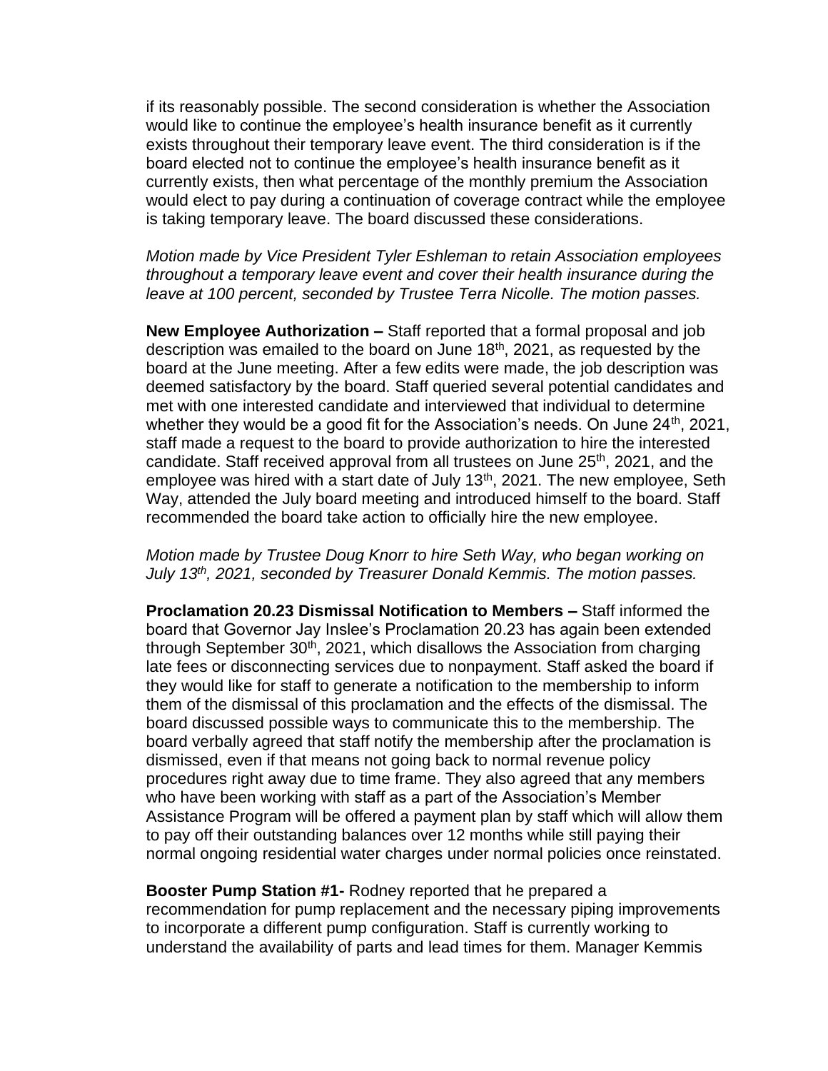if its reasonably possible. The second consideration is whether the Association would like to continue the employee's health insurance benefit as it currently exists throughout their temporary leave event. The third consideration is if the board elected not to continue the employee's health insurance benefit as it currently exists, then what percentage of the monthly premium the Association would elect to pay during a continuation of coverage contract while the employee is taking temporary leave. The board discussed these considerations.

*Motion made by Vice President Tyler Eshleman to retain Association employees throughout a temporary leave event and cover their health insurance during the leave at 100 percent, seconded by Trustee Terra Nicolle. The motion passes.*

**New Employee Authorization –** Staff reported that a formal proposal and job description was emailed to the board on June 18th, 2021, as requested by the board at the June meeting. After a few edits were made, the job description was deemed satisfactory by the board. Staff queried several potential candidates and met with one interested candidate and interviewed that individual to determine whether they would be a good fit for the Association's needs. On June 24th, 2021, staff made a request to the board to provide authorization to hire the interested candidate. Staff received approval from all trustees on June 25th, 2021, and the employee was hired with a start date of July 13th, 2021. The new employee, Seth Way, attended the July board meeting and introduced himself to the board. Staff recommended the board take action to officially hire the new employee.

*Motion made by Trustee Doug Knorr to hire Seth Way, who began working on July 13th, 2021, seconded by Treasurer Donald Kemmis. The motion passes.*

**Proclamation 20.23 Dismissal Notification to Members –** Staff informed the board that Governor Jay Inslee's Proclamation 20.23 has again been extended through September 30th, 2021, which disallows the Association from charging late fees or disconnecting services due to nonpayment. Staff asked the board if they would like for staff to generate a notification to the membership to inform them of the dismissal of this proclamation and the effects of the dismissal. The board discussed possible ways to communicate this to the membership. The board verbally agreed that staff notify the membership after the proclamation is dismissed, even if that means not going back to normal revenue policy procedures right away due to time frame. They also agreed that any members who have been working with staff as a part of the Association's Member Assistance Program will be offered a payment plan by staff which will allow them to pay off their outstanding balances over 12 months while still paying their normal ongoing residential water charges under normal policies once reinstated.

**Booster Pump Station #1-** Rodney reported that he prepared a recommendation for pump replacement and the necessary piping improvements to incorporate a different pump configuration. Staff is currently working to understand the availability of parts and lead times for them. Manager Kemmis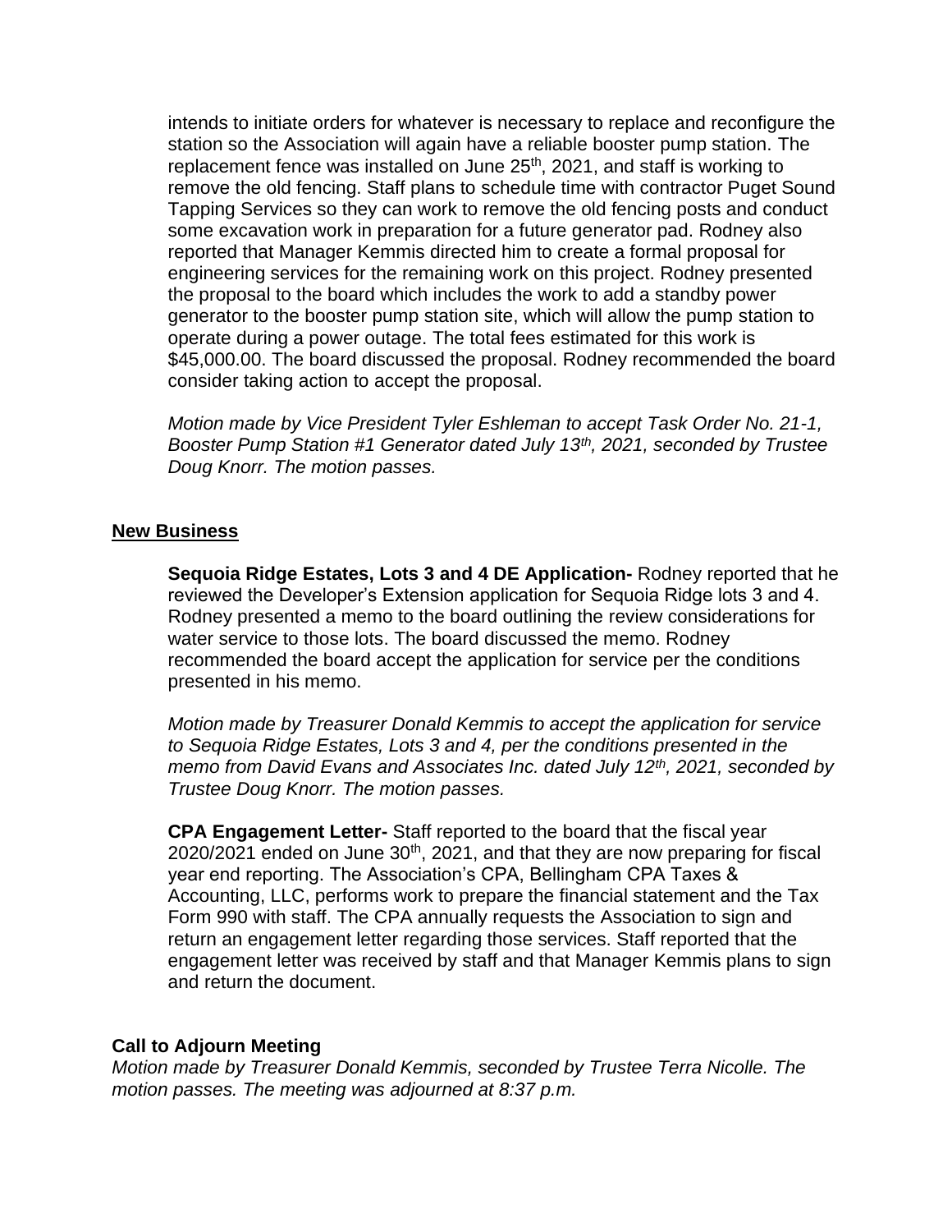intends to initiate orders for whatever is necessary to replace and reconfigure the station so the Association will again have a reliable booster pump station. The replacement fence was installed on June 25th, 2021, and staff is working to remove the old fencing. Staff plans to schedule time with contractor Puget Sound Tapping Services so they can work to remove the old fencing posts and conduct some excavation work in preparation for a future generator pad. Rodney also reported that Manager Kemmis directed him to create a formal proposal for engineering services for the remaining work on this project. Rodney presented the proposal to the board which includes the work to add a standby power generator to the booster pump station site, which will allow the pump station to operate during a power outage. The total fees estimated for this work is $45,000.00. The board discussed the proposal. Rodney recommended the board consider taking action to accept the proposal.

*Motion made by Vice President Tyler Eshleman to accept Task Order No. 21-1, Booster Pump Station #1 Generator dated July 13th, 2021, seconded by Trustee Doug Knorr. The motion passes.*

## New Business

**Sequoia Ridge Estates, Lots 3 and 4 DE Application-** Rodney reported that he reviewed the Developer's Extension application for Sequoia Ridge lots 3 and 4. Rodney presented a memo to the board outlining the review considerations for water service to those lots. The board discussed the memo. Rodney recommended the board accept the application for service per the conditions presented in his memo.

*Motion made by Treasurer Donald Kemmis to accept the application for service to Sequoia Ridge Estates, Lots 3 and 4, per the conditions presented in the memo from David Evans and Associates Inc. dated July 12th, 2021, seconded by Trustee Doug Knorr. The motion passes.*

**CPA Engagement Letter-** Staff reported to the board that the fiscal year 2020/2021 ended on June 30th, 2021, and that they are now preparing for fiscal year end reporting. The Association's CPA, Bellingham CPA Taxes & Accounting, LLC, performs work to prepare the financial statement and the Tax Form 990 with staff. The CPA annually requests the Association to sign and return an engagement letter regarding those services. Staff reported that the engagement letter was received by staff and that Manager Kemmis plans to sign and return the document.

**Call to Adjourn Meeting**

*Motion made by Treasurer Donald Kemmis, seconded by Trustee Terra Nicolle. The motion passes. The meeting was adjourned at 8:37 p.m.*